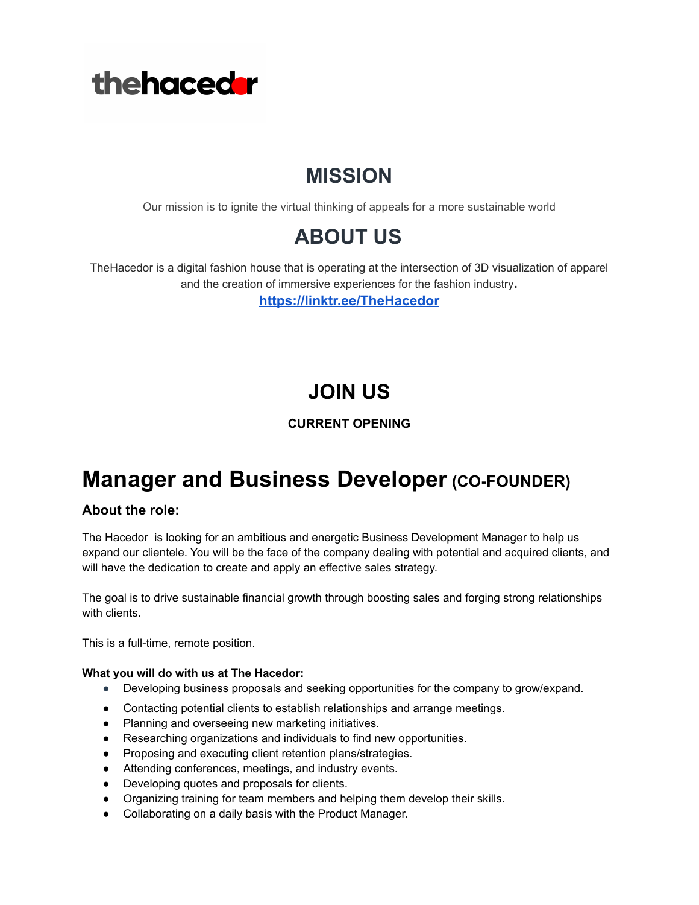thehacedor

## MISSION

Our mission is to ignite the virtual thinking of appeals for a more sustainable world

## ABOUT US

TheHacedor is a digital fashion house that is operating at the intersection of 3D visualization of apparel and the creation of immersive experiences for the fashion industry.

**https://linktr.ee/TheHacedor**

## JOIN US

**CURRENT OPENING**

# Manager and Business Developer (CO-FOUNDER)

### About the role:

The Hacedor is looking for an ambitious and energetic Business Development Manager to help us expand our clientele. You will be the face of the company dealing with potential and acquired clients, and will have the dedication to create and apply an effective sales strategy.

The goal is to drive sustainable financial growth through boosting sales and forging strong relationships with clients.

This is a full-time, remote position.

**What you will do with us at The Hacedor:**

- Developing business proposals and seeking opportunities for the company to grow/expand.
- Contacting potential clients to establish relationships and arrange meetings.
- Planning and overseeing new marketing initiatives.
- Researching organizations and individuals to find new opportunities.
- Proposing and executing client retention plans/strategies.
- Attending conferences, meetings, and industry events.
- Developing quotes and proposals for clients.
- Organizing training for team members and helping them develop their skills.
- Collaborating on a daily basis with the Product Manager.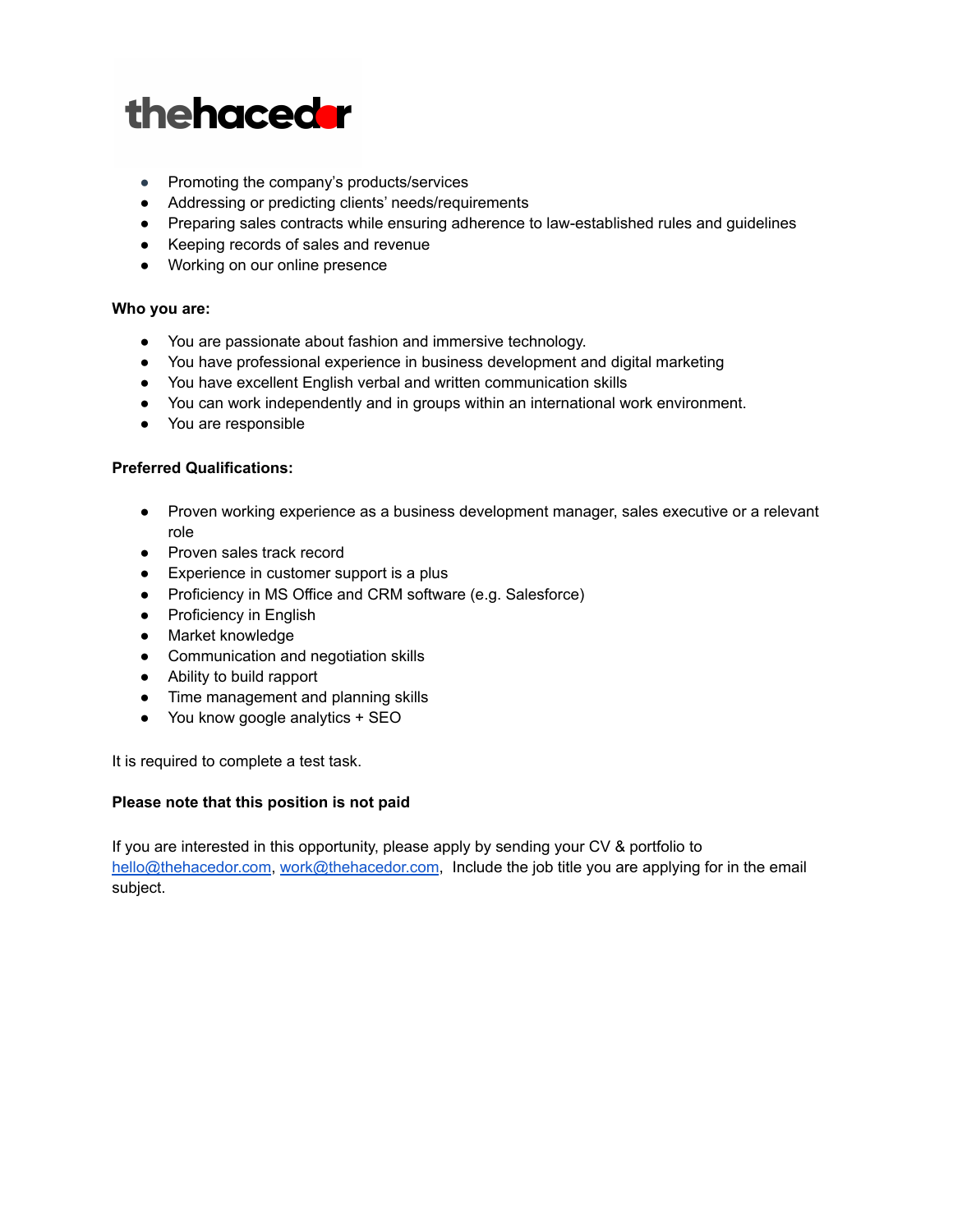thehacedor

- Promoting the company's products/services
- Addressing or predicting clients' needs/requirements
- Preparing sales contracts while ensuring adherence to law-established rules and guidelines
- Keeping records of sales and revenue
- Working on our online presence

**Who you are:**

- You are passionate about fashion and immersive technology.
- You have professional experience in business development and digital marketing
- You have excellent English verbal and written communication skills
- You can work independently and in groups within an international work environment.
- You are responsible

**Preferred Qualifications:**

- Proven working experience as a business development manager, sales executive or a relevant role
- Proven sales track record
- Experience in customer support is a plus
- Proficiency in MS Office and CRM software (e.g. Salesforce)
- Proficiency in English
- Market knowledge
- Communication and negotiation skills
- Ability to build rapport
- Time management and planning skills
- You know google analytics + SEO

It is required to complete a test task.

**Please note that this position is not paid**

If you are interested in this opportunity, please apply by sending your CV & portfolio to hello@thehacedor.com, work@thehacedor.com, Include the job title you are applying for in the email subject.